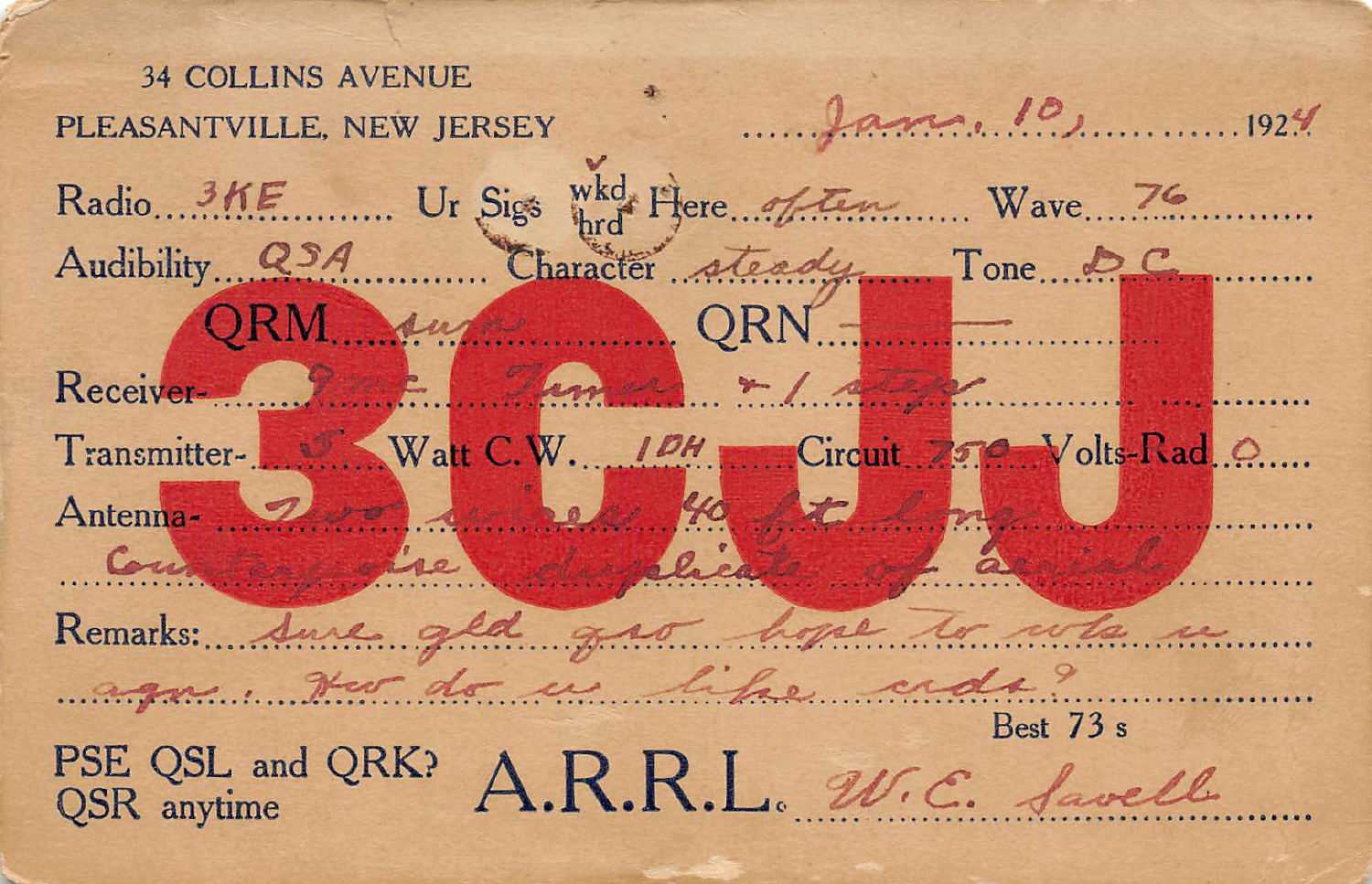34 COLLINS AVENUE
PLEASANTVILLE, NEW JERSEY ........Jan. 10, ........1924

# 3CJJ

Radio ..3KE.......... Ur Sigs wkd/hrd ✓ Here ..often......... Wave ..76..........

Audibility ..QSA............ Character ..steady.......... Tone ..DC..........

QRM ..some.......... QRN ..—..........

Receiver- ..9 mc Tuner + 1 step..........

Transmitter- ..5.. Watt C.W. ..1DH.. Circuit ..750.. Volts-Rad ..0....

Antenna- ..Two wires 40 ft long..........
..Counterpoise duplicate of aerial..........

Remarks: ..Sure gld qso hope to wk u..........
..agn. How do u like crds?..........

Best 73 s

PSE QSL and QRK?
QSR anytime

A.R.R.L. ..W. C. Savell..........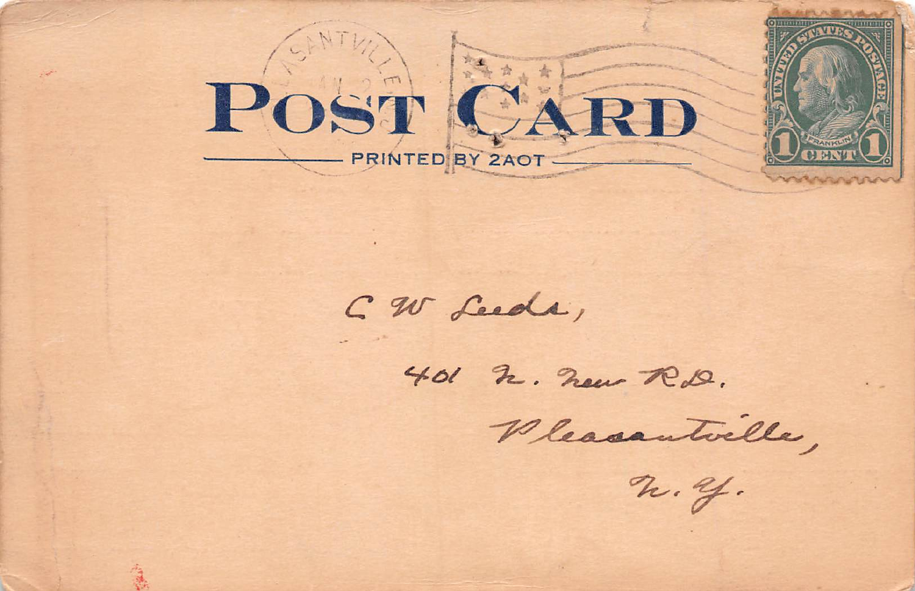# POST CARD

PRINTED BY 2AOT

PLEASANTVILLE

UNITED STATES POSTAGE

FRANKLIN

1 CENT 1

C W Leeds,

401 N. New RD.

Pleasantville,

N. Y.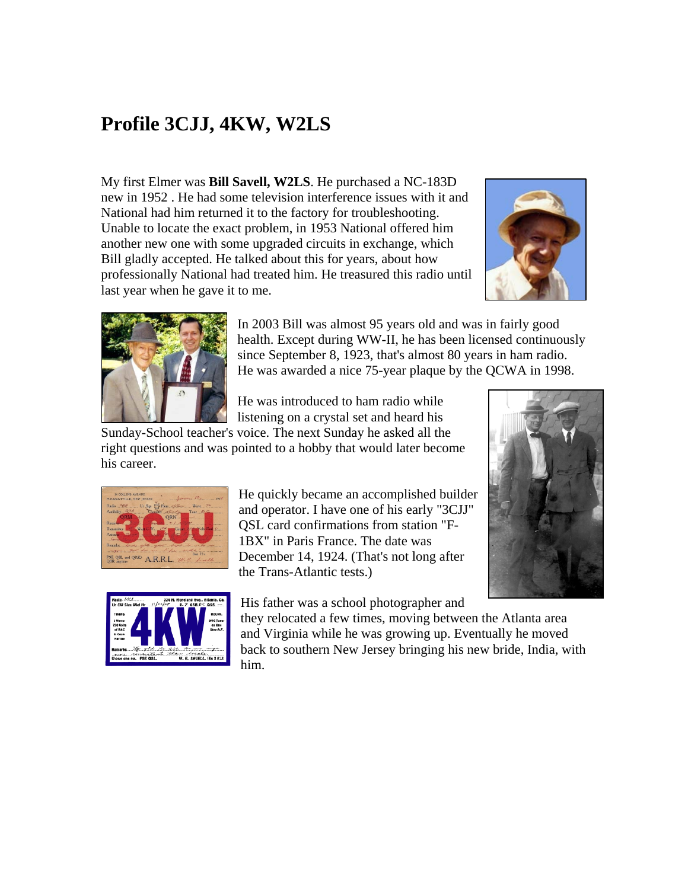# Profile 3CJJ, 4KW, W2LS

My first Elmer was **Bill Savell, W2LS**. He purchased a NC-183D new in 1952 . He had some television interference issues with it and National had him returned it to the factory for troubleshooting. Unable to locate the exact problem, in 1953 National offered him another new one with some upgraded circuits in exchange, which Bill gladly accepted. He talked about this for years, about how professionally National had treated him. He treasured this radio until last year when he gave it to me.

In 2003 Bill was almost 95 years old and was in fairly good health. Except during WW-II, he has been licensed continuously since September 8, 1923, that's almost 80 years in ham radio. He was awarded a nice 75-year plaque by the QCWA in 1998.

He was introduced to ham radio while listening on a crystal set and heard his Sunday-School teacher's voice. The next Sunday he asked all the right questions and was pointed to a hobby that would later become his career.

He quickly became an accomplished builder and operator. I have one of his early "3CJJ" QSL card confirmations from station "F-1BX" in Paris France. The date was December 14, 1924. (That's not long after the Trans-Atlantic tests.)

His father was a school photographer and they relocated a few times, moving between the Atlanta area and Virginia while he was growing up. Eventually he moved back to southern New Jersey bringing his new bride, India, with him.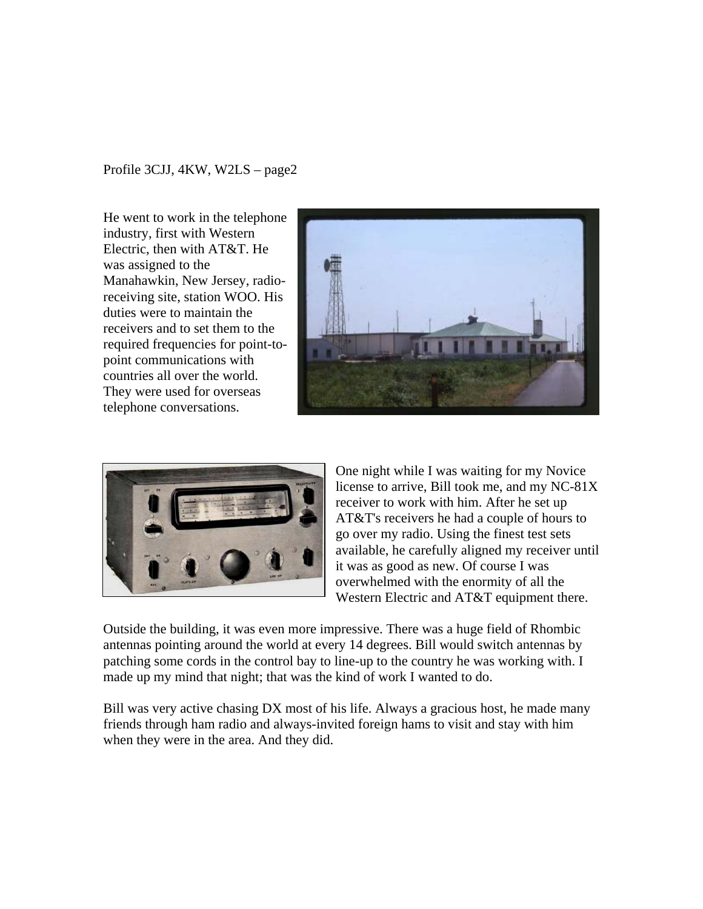Profile 3CJJ, 4KW, W2LS – page2

He went to work in the telephone industry, first with Western Electric, then with AT&T. He was assigned to the Manahawkin, New Jersey, radio-receiving site, station WOO. His duties were to maintain the receivers and to set them to the required frequencies for point-to-point communications with countries all over the world. They were used for overseas telephone conversations.

One night while I was waiting for my Novice license to arrive, Bill took me, and my NC-81X receiver to work with him. After he set up AT&T's receivers he had a couple of hours to go over my radio. Using the finest test sets available, he carefully aligned my receiver until it was as good as new. Of course I was overwhelmed with the enormity of all the Western Electric and AT&T equipment there.

Outside the building, it was even more impressive. There was a huge field of Rhombic antennas pointing around the world at every 14 degrees. Bill would switch antennas by patching some cords in the control bay to line-up to the country he was working with. I made up my mind that night; that was the kind of work I wanted to do.

Bill was very active chasing DX most of his life. Always a gracious host, he made many friends through ham radio and always-invited foreign hams to visit and stay with him when they were in the area. And they did.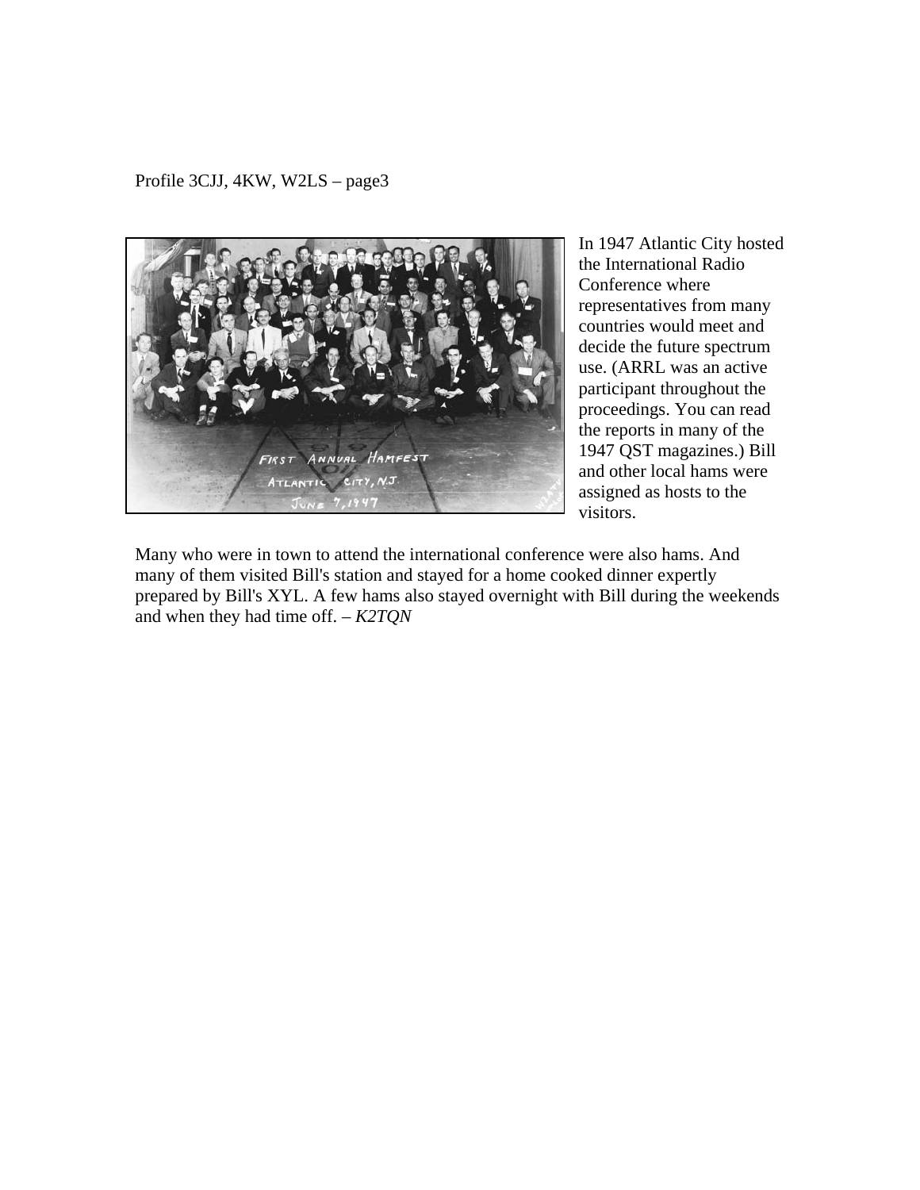Profile 3CJJ, 4KW, W2LS – page3

In 1947 Atlantic City hosted the International Radio Conference where representatives from many countries would meet and decide the future spectrum use. (ARRL was an active participant throughout the proceedings. You can read the reports in many of the 1947 QST magazines.) Bill and other local hams were assigned as hosts to the visitors.

Many who were in town to attend the international conference were also hams. And many of them visited Bill's station and stayed for a home cooked dinner expertly prepared by Bill's XYL. A few hams also stayed overnight with Bill during the weekends and when they had time off. – *K2TQN*